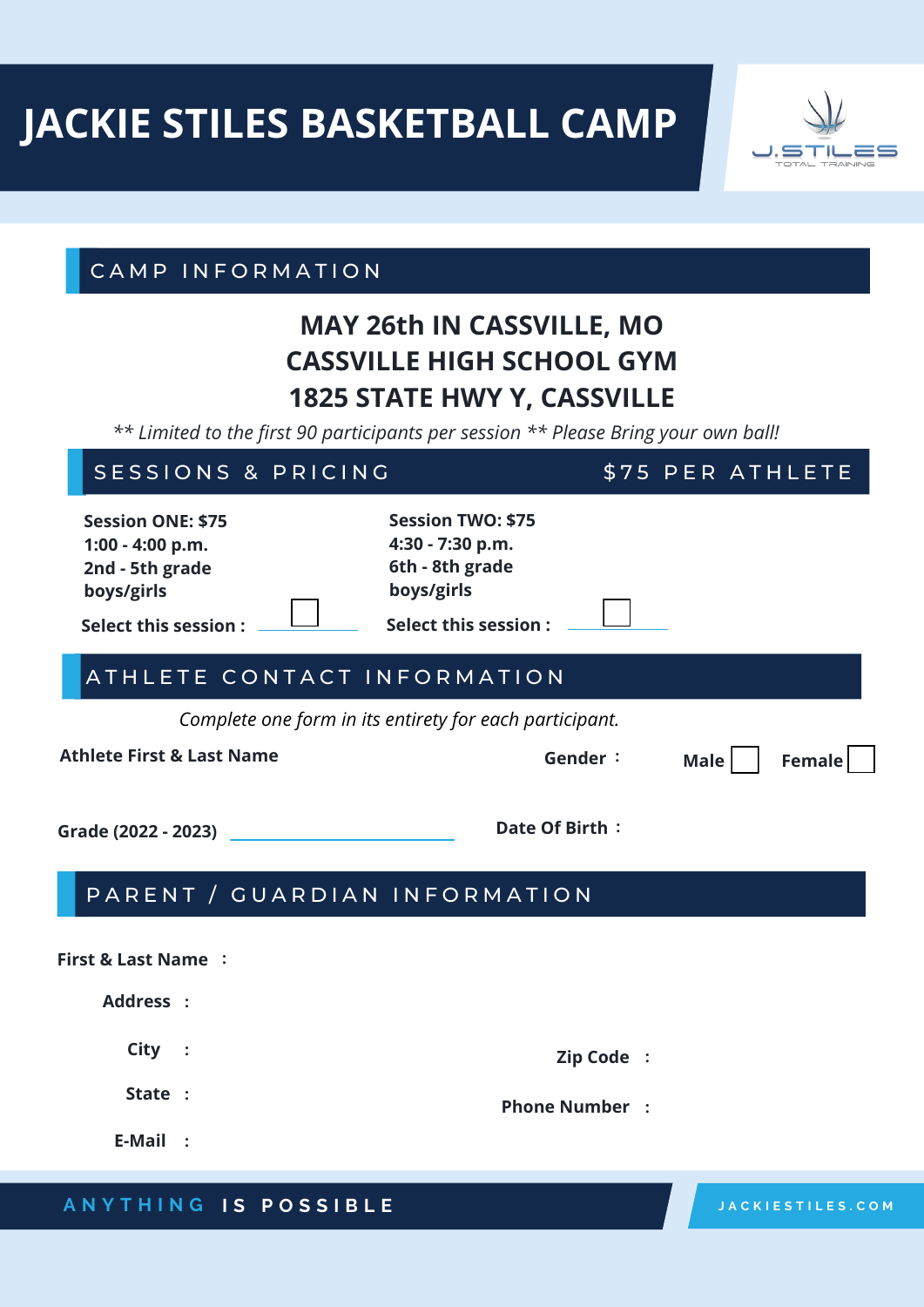# JACKIE STILES BASKETBALL CAMP

J.STILES TOTAL TRAINING

## CAMP INFORMATION

**MAY 26th IN CASSVILLE, MO**
**CASSVILLE HIGH SCHOOL GYM**
**1825 STATE HWY Y, CASSVILLE**

*** Limited to the first 90 participants per session ** Please Bring your own ball!*

## SESSIONS & PRICING — $75 PER ATHLETE

**Session ONE: $75**
**1:00 - 4:00 p.m.**
**2nd - 5th grade**
**boys/girls**

**Select this session :** ☐

**Session TWO: $75**
**4:30 - 7:30 p.m.**
**6th - 8th grade**
**boys/girls**

**Select this session :** ☐

## ATHLETE CONTACT INFORMATION

*Complete one form in its entirety for each participant.*

**Athlete First & Last Name**

**Gender :** **Male** ☐ **Female** ☐

**Grade (2022 - 2023)** ____________

**Date Of Birth :**

## PARENT / GUARDIAN INFORMATION

**First & Last Name :**

**Address :**

**City :**

**Zip Code :**

**State :**

**Phone Number :**

**E-Mail :**

ANYTHING IS POSSIBLE

JACKIESTILES.COM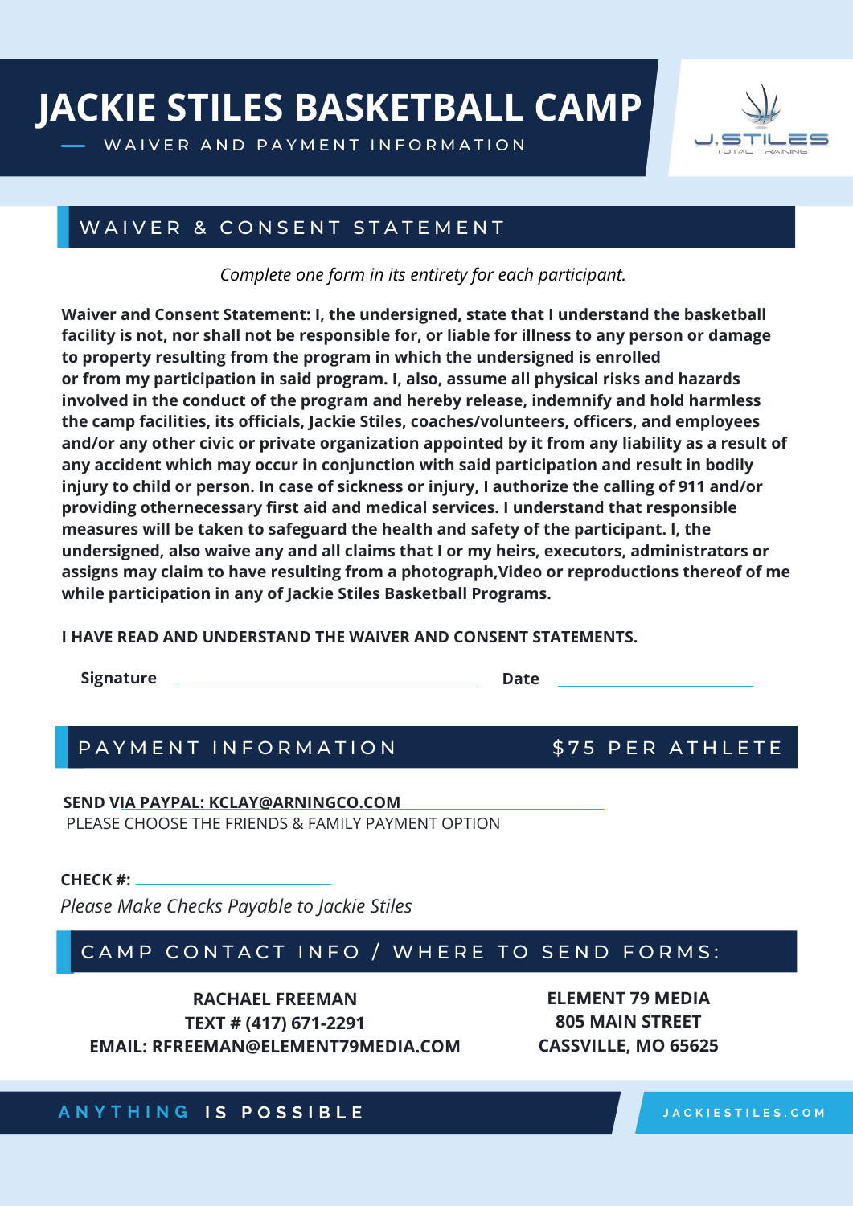# JACKIE STILES BASKETBALL CAMP

WAIVER AND PAYMENT INFORMATION

J.STILES TOTAL TRAINING

## WAIVER & CONSENT STATEMENT

*Complete one form in its entirety for each participant.*

**Waiver and Consent Statement: I, the undersigned, state that I understand the basketball facility is not, nor shall not be responsible for, or liable for illness to any person or damage to property resulting from the program in which the undersigned is enrolled or from my participation in said program. I, also, assume all physical risks and hazards involved in the conduct of the program and hereby release, indemnify and hold harmless the camp facilities, its officials, Jackie Stiles, coaches/volunteers, officers, and employees and/or any other civic or private organization appointed by it from any liability as a result of any accident which may occur in conjunction with said participation and result in bodily injury to child or person. In case of sickness or injury, I authorize the calling of 911 and/or providing othernecessary first aid and medical services. I understand that responsible measures will be taken to safeguard the health and safety of the participant. I, the undersigned, also waive any and all claims that I or my heirs, executors, administrators or assigns may claim to have resulting from a photograph,Video or reproductions thereof of me while participation in any of Jackie Stiles Basketball Programs.**

**I HAVE READ AND UNDERSTAND THE WAIVER AND CONSENT STATEMENTS.**

**Signature** ______________________ **Date** ______________

## PAYMENT INFORMATION — $75 PER ATHLETE

**SEND VIA PAYPAL: KCLAY@ARNINGCO.COM**

PLEASE CHOOSE THE FRIENDS & FAMILY PAYMENT OPTION

**CHECK #:** ______________

*Please Make Checks Payable to Jackie Stiles*

## CAMP CONTACT INFO / WHERE TO SEND FORMS:

**RACHAEL FREEMAN**
**TEXT # (417) 671-2291**
**EMAIL: RFREEMAN@ELEMENT79MEDIA.COM**

**ELEMENT 79 MEDIA**
**805 MAIN STREET**
**CASSVILLE, MO 65625**

ANYTHING IS POSSIBLE

JACKIESTILES.COM